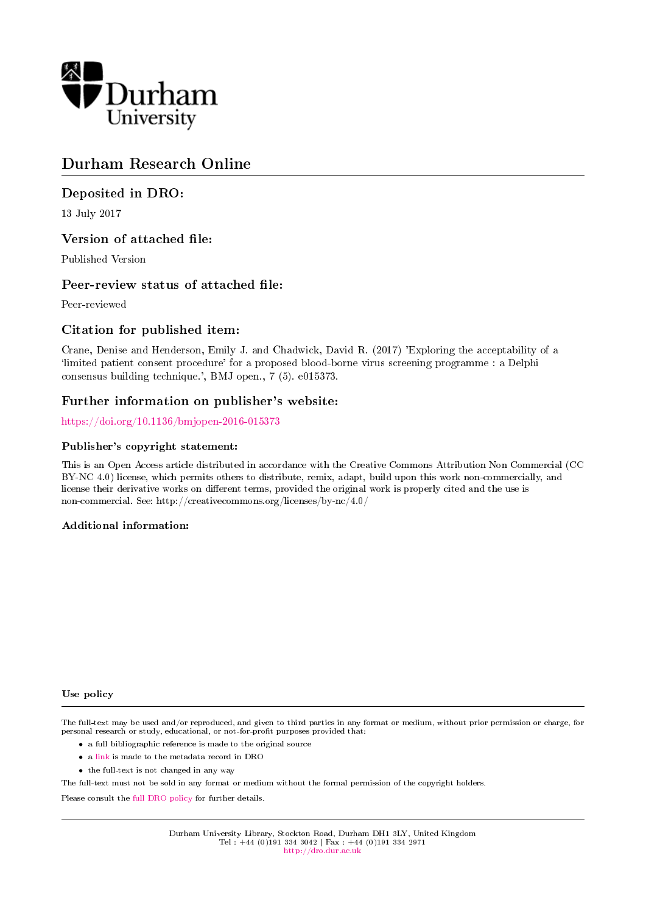Durham University

# Durham Research Online

## Deposited in DRO:

13 July 2017

## Version of attached file:

Published Version

## Peer-review status of attached file:

Peer-reviewed

## Citation for published item:

Crane, Denise and Henderson, Emily J. and Chadwick, David R. (2017) 'Exploring the acceptability of a 'limited patient consent procedure' for a proposed blood-borne virus screening programme : a Delphi consensus building technique.', BMJ open., 7 (5). e015373.

## Further information on publisher's website:

https://doi.org/10.1136/bmjopen-2016-015373

### Publisher's copyright statement:

This is an Open Access article distributed in accordance with the Creative Commons Attribution Non Commercial (CC BY-NC 4.0) license, which permits others to distribute, remix, adapt, build upon this work non-commercially, and license their derivative works on different terms, provided the original work is properly cited and the use is non-commercial. See: http://creativecommons.org/licenses/by-nc/4.0/

### Additional information:

### Use policy

The full-text may be used and/or reproduced, and given to third parties in any format or medium, without prior permission or charge, for personal research or study, educational, or not-for-profit purposes provided that:

- a full bibliographic reference is made to the original source
- a link is made to the metadata record in DRO
- the full-text is not changed in any way

The full-text must not be sold in any format or medium without the formal permission of the copyright holders.

Please consult the full DRO policy for further details.

Durham University Library, Stockton Road, Durham DH1 3LY, United Kingdom
Tel : +44 (0)191 334 3042 | Fax : +44 (0)191 334 2971
http://dro.dur.ac.uk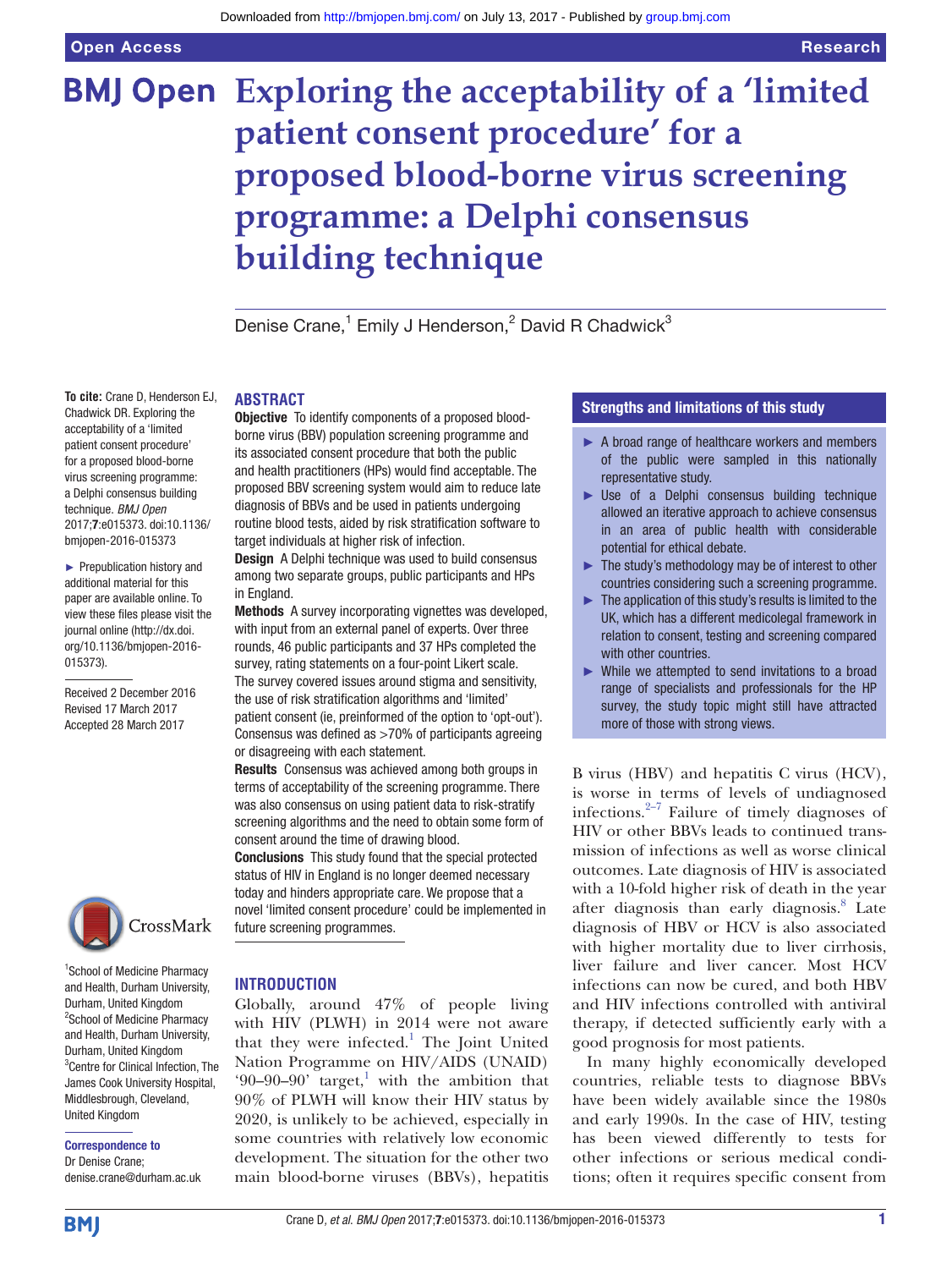# Exploring the acceptability of a 'limited patient consent procedure' for a proposed blood-borne virus screening programme: a Delphi consensus building technique

Denise Crane,[1] Emily J Henderson,[2] David R Chadwick[3]

**To cite:** Crane D, Henderson EJ, Chadwick DR. Exploring the acceptability of a 'limited patient consent procedure' for a proposed blood-borne virus screening programme: a Delphi consensus building technique. *BMJ Open* 2017;**7**:e015373. doi:10.1136/bmjopen-2016-015373

► Prepublication history and additional material for this paper are available online. To view these files please visit the journal online (http://dx.doi.org/10.1136/bmjopen-2016-015373).

Received 2 December 2016
Revised 17 March 2017
Accepted 28 March 2017

[1]School of Medicine Pharmacy and Health, Durham University, Durham, United Kingdom
[2]School of Medicine Pharmacy and Health, Durham University, Durham, United Kingdom
[3]Centre for Clinical Infection, The James Cook University Hospital, Middlesbrough, Cleveland, United Kingdom

**Correspondence to**
Dr Denise Crane;
denise.crane@durham.ac.uk

## ABSTRACT

**Objective** To identify components of a proposed blood-borne virus (BBV) population screening programme and its associated consent procedure that both the public and health practitioners (HPs) would find acceptable. The proposed BBV screening system would aim to reduce late diagnosis of BBVs and be used in patients undergoing routine blood tests, aided by risk stratification software to target individuals at higher risk of infection.

**Design** A Delphi technique was used to build consensus among two separate groups, public participants and HPs in England.

**Methods** A survey incorporating vignettes was developed, with input from an external panel of experts. Over three rounds, 46 public participants and 37 HPs completed the survey, rating statements on a four-point Likert scale. The survey covered issues around stigma and sensitivity, the use of risk stratification algorithms and 'limited' patient consent (ie, preinformed of the option to 'opt-out'). Consensus was defined as >70% of participants agreeing or disagreeing with each statement.

**Results** Consensus was achieved among both groups in terms of acceptability of the screening programme. There was also consensus on using patient data to risk-stratify screening algorithms and the need to obtain some form of consent around the time of drawing blood.

**Conclusions** This study found that the special protected status of HIV in England is no longer deemed necessary today and hinders appropriate care. We propose that a novel 'limited consent procedure' could be implemented in future screening programmes.

## Strengths and limitations of this study

- ► A broad range of healthcare workers and members of the public were sampled in this nationally representative study.
- ► Use of a Delphi consensus building technique allowed an iterative approach to achieve consensus in an area of public health with considerable potential for ethical debate.
- ► The study's methodology may be of interest to other countries considering such a screening programme.
- ► The application of this study's results is limited to the UK, which has a different medicolegal framework in relation to consent, testing and screening compared with other countries.
- ► While we attempted to send invitations to a broad range of specialists and professionals for the HP survey, the study topic might still have attracted more of those with strong views.

## INTRODUCTION

Globally, around 47% of people living with HIV (PLWH) in 2014 were not aware that they were infected.[1] The Joint United Nation Programme on HIV/AIDS (UNAID) '90–90–90' target,[1] with the ambition that 90% of PLWH will know their HIV status by 2020, is unlikely to be achieved, especially in some countries with relatively low economic development. The situation for the other two main blood-borne viruses (BBVs), hepatitis B virus (HBV) and hepatitis C virus (HCV), is worse in terms of levels of undiagnosed infections.[2–7] Failure of timely diagnoses of HIV or other BBVs leads to continued transmission of infections as well as worse clinical outcomes. Late diagnosis of HIV is associated with a 10-fold higher risk of death in the year after diagnosis than early diagnosis.[8] Late diagnosis of HBV or HCV is also associated with higher mortality due to liver cirrhosis, liver failure and liver cancer. Most HCV infections can now be cured, and both HBV and HIV infections controlled with antiviral therapy, if detected sufficiently early with a good prognosis for most patients.

In many highly economically developed countries, reliable tests to diagnose BBVs have been widely available since the 1980s and early 1990s. In the case of HIV, testing has been viewed differently to tests for other infections or serious medical conditions; often it requires specific consent from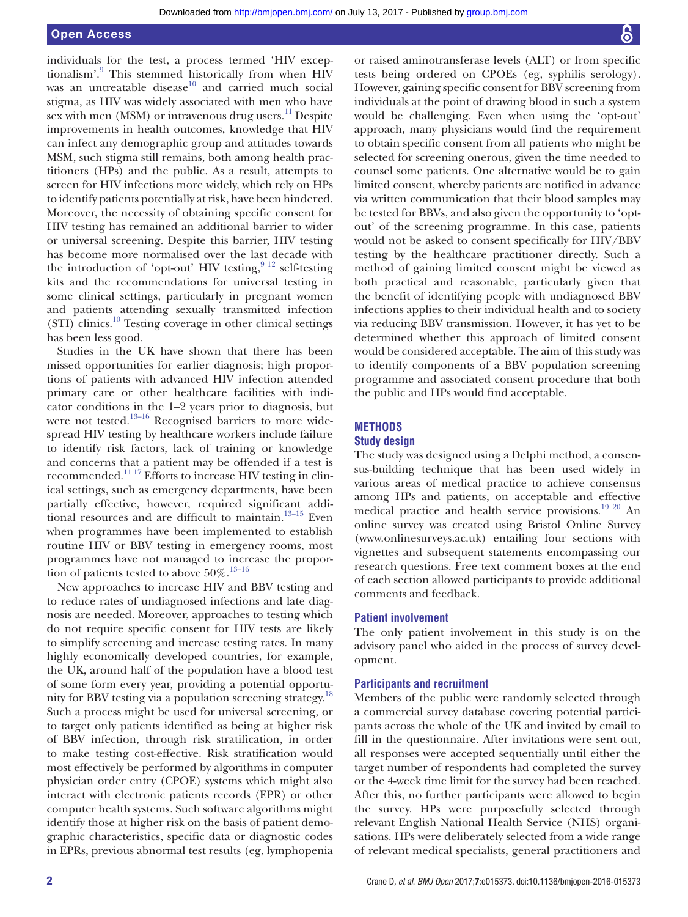individuals for the test, a process termed 'HIV exceptionalism'.[9] This stemmed historically from when HIV was an untreatable disease[10] and carried much social stigma, as HIV was widely associated with men who have sex with men (MSM) or intravenous drug users.[11] Despite improvements in health outcomes, knowledge that HIV can infect any demographic group and attitudes towards MSM, such stigma still remains, both among health practitioners (HPs) and the public. As a result, attempts to screen for HIV infections more widely, which rely on HPs to identify patients potentially at risk, have been hindered. Moreover, the necessity of obtaining specific consent for HIV testing has remained an additional barrier to wider or universal screening. Despite this barrier, HIV testing has become more normalised over the last decade with the introduction of 'opt-out' HIV testing,[9,12] self-testing kits and the recommendations for universal testing in some clinical settings, particularly in pregnant women and patients attending sexually transmitted infection (STI) clinics.[10] Testing coverage in other clinical settings has been less good.

Studies in the UK have shown that there has been missed opportunities for earlier diagnosis; high proportions of patients with advanced HIV infection attended primary care or other healthcare facilities with indicator conditions in the 1–2 years prior to diagnosis, but were not tested.[13–16] Recognised barriers to more widespread HIV testing by healthcare workers include failure to identify risk factors, lack of training or knowledge and concerns that a patient may be offended if a test is recommended.[11,17] Efforts to increase HIV testing in clinical settings, such as emergency departments, have been partially effective, however, required significant additional resources and are difficult to maintain.[13–15] Even when programmes have been implemented to establish routine HIV or BBV testing in emergency rooms, most programmes have not managed to increase the proportion of patients tested to above 50%.[13–16]

New approaches to increase HIV and BBV testing and to reduce rates of undiagnosed infections and late diagnosis are needed. Moreover, approaches to testing which do not require specific consent for HIV tests are likely to simplify screening and increase testing rates. In many highly economically developed countries, for example, the UK, around half of the population have a blood test of some form every year, providing a potential opportunity for BBV testing via a population screening strategy.[18] Such a process might be used for universal screening, or to target only patients identified as being at higher risk of BBV infection, through risk stratification, in order to make testing cost-effective. Risk stratification would most effectively be performed by algorithms in computer physician order entry (CPOE) systems which might also interact with electronic patients records (EPR) or other computer health systems. Such software algorithms might identify those at higher risk on the basis of patient demographic characteristics, specific data or diagnostic codes in EPRs, previous abnormal test results (eg, lymphopenia or raised aminotransferase levels (ALT) or from specific tests being ordered on CPOEs (eg, syphilis serology). However, gaining specific consent for BBV screening from individuals at the point of drawing blood in such a system would be challenging. Even when using the 'opt-out' approach, many physicians would find the requirement to obtain specific consent from all patients who might be selected for screening onerous, given the time needed to counsel some patients. One alternative would be to gain limited consent, whereby patients are notified in advance via written communication that their blood samples may be tested for BBVs, and also given the opportunity to 'opt-out' of the screening programme. In this case, patients would not be asked to consent specifically for HIV/BBV testing by the healthcare practitioner directly. Such a method of gaining limited consent might be viewed as both practical and reasonable, particularly given that the benefit of identifying people with undiagnosed BBV infections applies to their individual health and to society via reducing BBV transmission. However, it has yet to be determined whether this approach of limited consent would be considered acceptable. The aim of this study was to identify components of a BBV population screening programme and associated consent procedure that both the public and HPs would find acceptable.

## METHODS

### Study design

The study was designed using a Delphi method, a consensus-building technique that has been used widely in various areas of medical practice to achieve consensus among HPs and patients, on acceptable and effective medical practice and health service provisions.[19,20] An online survey was created using Bristol Online Survey (www.onlinesurveys.ac.uk) entailing four sections with vignettes and subsequent statements encompassing our research questions. Free text comment boxes at the end of each section allowed participants to provide additional comments and feedback.

### Patient involvement

The only patient involvement in this study is on the advisory panel who aided in the process of survey development.

### Participants and recruitment

Members of the public were randomly selected through a commercial survey database covering potential participants across the whole of the UK and invited by email to fill in the questionnaire. After invitations were sent out, all responses were accepted sequentially until either the target number of respondents had completed the survey or the 4-week time limit for the survey had been reached. After this, no further participants were allowed to begin the survey. HPs were purposefully selected through relevant English National Health Service (NHS) organisations. HPs were deliberately selected from a wide range of relevant medical specialists, general practitioners and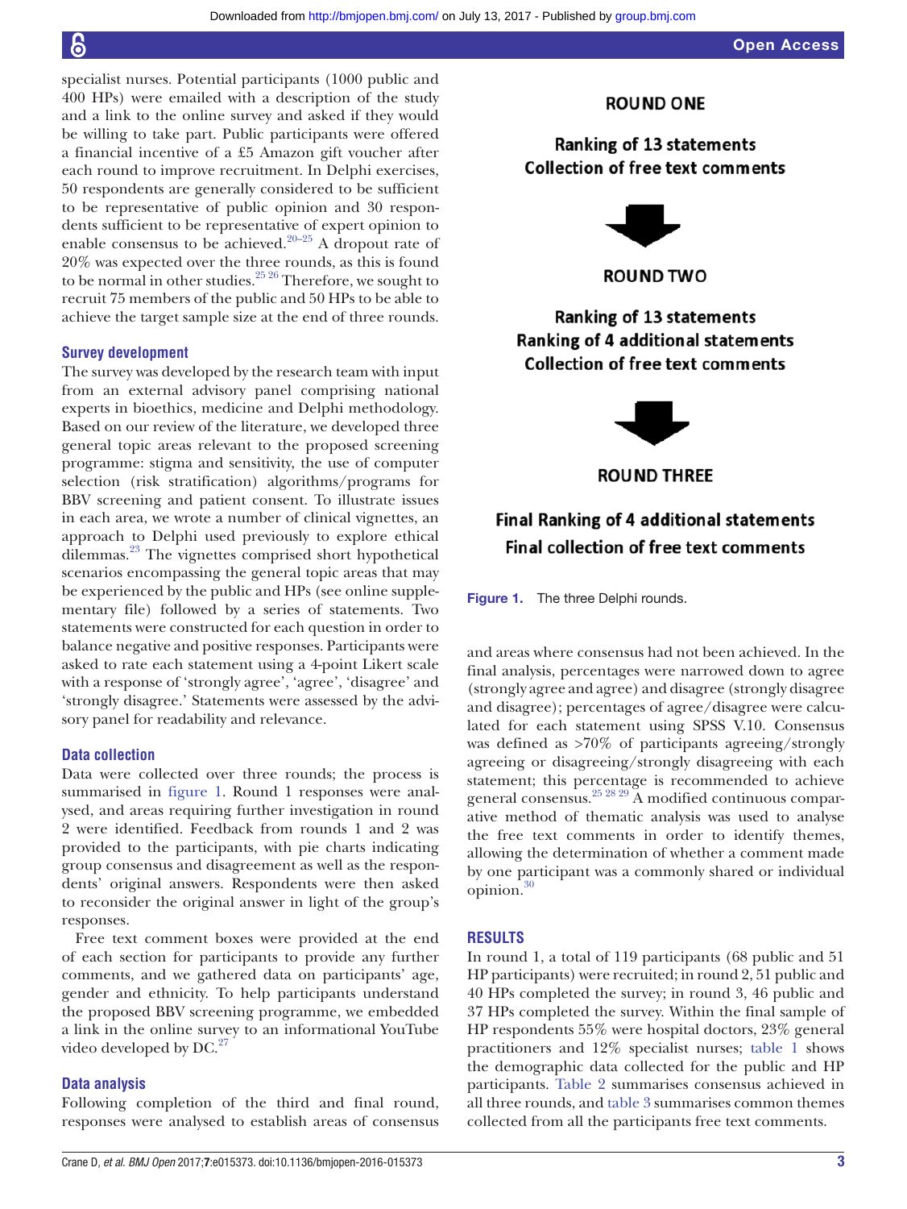specialist nurses. Potential participants (1000 public and 400 HPs) were emailed with a description of the study and a link to the online survey and asked if they would be willing to take part. Public participants were offered a financial incentive of a £5 Amazon gift voucher after each round to improve recruitment. In Delphi exercises, 50 respondents are generally considered to be sufficient to be representative of public opinion and 30 respondents sufficient to be representative of expert opinion to enable consensus to be achieved.[20–25] A dropout rate of 20% was expected over the three rounds, as this is found to be normal in other studies.[25 26] Therefore, we sought to recruit 75 members of the public and 50 HPs to be able to achieve the target sample size at the end of three rounds.

### Survey development

The survey was developed by the research team with input from an external advisory panel comprising national experts in bioethics, medicine and Delphi methodology. Based on our review of the literature, we developed three general topic areas relevant to the proposed screening programme: stigma and sensitivity, the use of computer selection (risk stratification) algorithms/programs for BBV screening and patient consent. To illustrate issues in each area, we wrote a number of clinical vignettes, an approach to Delphi used previously to explore ethical dilemmas.[23] The vignettes comprised short hypothetical scenarios encompassing the general topic areas that may be experienced by the public and HPs (see online supplementary file) followed by a series of statements. Two statements were constructed for each question in order to balance negative and positive responses. Participants were asked to rate each statement using a 4-point Likert scale with a response of 'strongly agree', 'agree', 'disagree' and 'strongly disagree.' Statements were assessed by the advisory panel for readability and relevance.

### Data collection

Data were collected over three rounds; the process is summarised in figure 1. Round 1 responses were analysed, and areas requiring further investigation in round 2 were identified. Feedback from rounds 1 and 2 was provided to the participants, with pie charts indicating group consensus and disagreement as well as the respondents' original answers. Respondents were then asked to reconsider the original answer in light of the group's responses.

Free text comment boxes were provided at the end of each section for participants to provide any further comments, and we gathered data on participants' age, gender and ethnicity. To help participants understand the proposed BBV screening programme, we embedded a link in the online survey to an informational YouTube video developed by DC.[27]

### Data analysis

Following completion of the third and final round, responses were analysed to establish areas of consensus and areas where consensus had not been achieved. In the final analysis, percentages were narrowed down to agree (strongly agree and agree) and disagree (strongly disagree and disagree); percentages of agree/disagree were calculated for each statement using SPSS V.10. Consensus was defined as >70% of participants agreeing/strongly agreeing or disagreeing/strongly disagreeing with each statement; this percentage is recommended to achieve general consensus.[25 28 29] A modified continuous comparative method of thematic analysis was used to analyse the free text comments in order to identify themes, allowing the determination of whether a comment made by one participant was a commonly shared or individual opinion.[30]

**ROUND ONE**

**Ranking of 13 statements**
**Collection of free text comments**

↓

**ROUND TWO**

**Ranking of 13 statements**
**Ranking of 4 additional statements**
**Collection of free text comments**

↓

**ROUND THREE**

**Final Ranking of 4 additional statements**
**Final collection of free text comments**

**Figure 1.** The three Delphi rounds.

## RESULTS

In round 1, a total of 119 participants (68 public and 51 HP participants) were recruited; in round 2, 51 public and 40 HPs completed the survey; in round 3, 46 public and 37 HPs completed the survey. Within the final sample of HP respondents 55% were hospital doctors, 23% general practitioners and 12% specialist nurses; table 1 shows the demographic data collected for the public and HP participants. Table 2 summarises consensus achieved in all three rounds, and table 3 summarises common themes collected from all the participants free text comments.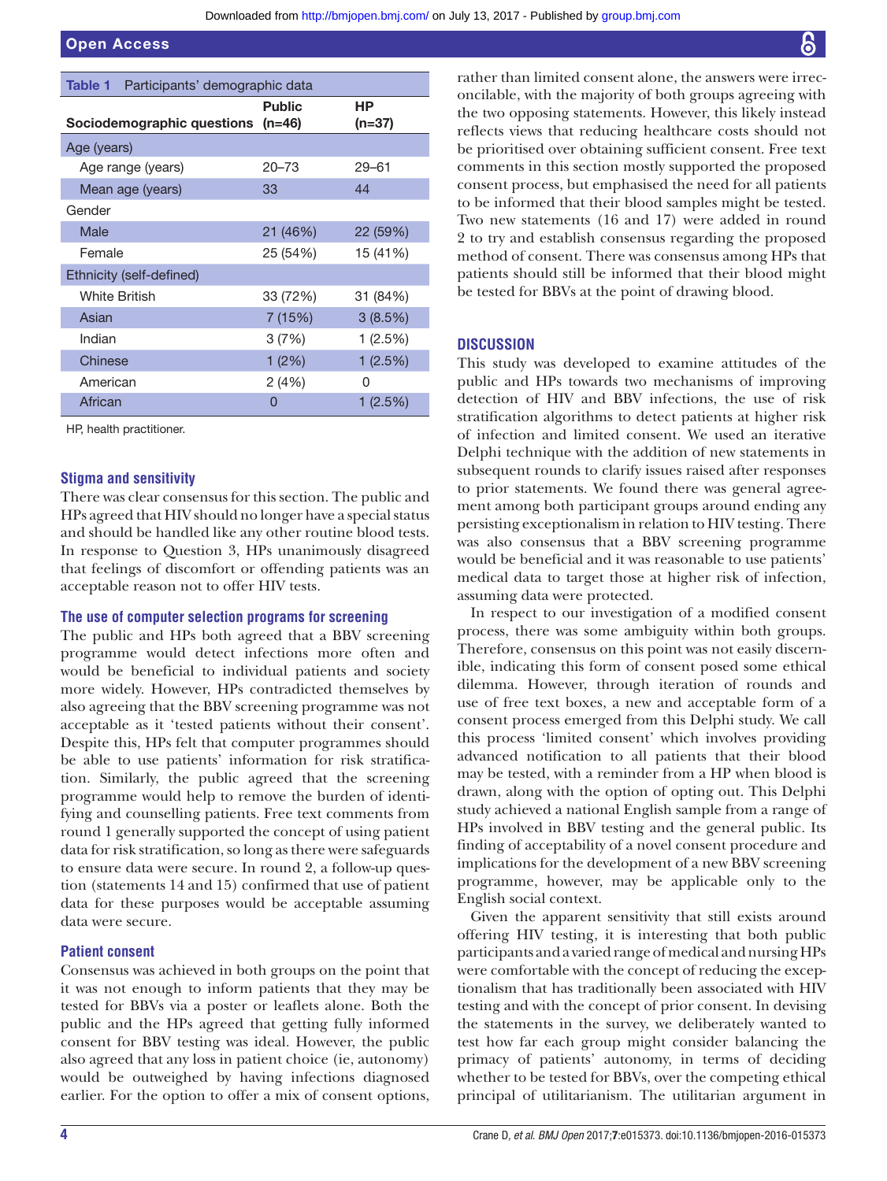**Table 1** Participants' demographic data

| Sociodemographic questions | Public (n=46) | HP (n=37) |
|---|---|---|
| Age (years) | | |
| Age range (years) | 20–73 | 29–61 |
| Mean age (years) | 33 | 44 |
| Gender | | |
| Male | 21 (46%) | 22 (59%) |
| Female | 25 (54%) | 15 (41%) |
| Ethnicity (self-defined) | | |
| White British | 33 (72%) | 31 (84%) |
| Asian | 7 (15%) | 3 (8.5%) |
| Indian | 3 (7%) | 1 (2.5%) |
| Chinese | 1 (2%) | 1 (2.5%) |
| American | 2 (4%) | 0 |
| African | 0 | 1 (2.5%) |

HP, health practitioner.

### Stigma and sensitivity

There was clear consensus for this section. The public and HPs agreed that HIV should no longer have a special status and should be handled like any other routine blood tests. In response to Question 3, HPs unanimously disagreed that feelings of discomfort or offending patients was an acceptable reason not to offer HIV tests.

### The use of computer selection programs for screening

The public and HPs both agreed that a BBV screening programme would detect infections more often and would be beneficial to individual patients and society more widely. However, HPs contradicted themselves by also agreeing that the BBV screening programme was not acceptable as it 'tested patients without their consent'. Despite this, HPs felt that computer programmes should be able to use patients' information for risk stratification. Similarly, the public agreed that the screening programme would help to remove the burden of identifying and counselling patients. Free text comments from round 1 generally supported the concept of using patient data for risk stratification, so long as there were safeguards to ensure data were secure. In round 2, a follow-up question (statements 14 and 15) confirmed that use of patient data for these purposes would be acceptable assuming data were secure.

### Patient consent

Consensus was achieved in both groups on the point that it was not enough to inform patients that they may be tested for BBVs via a poster or leaflets alone. Both the public and the HPs agreed that getting fully informed consent for BBV testing was ideal. However, the public also agreed that any loss in patient choice (ie, autonomy) would be outweighed by having infections diagnosed earlier. For the option to offer a mix of consent options, rather than limited consent alone, the answers were irreconcilable, with the majority of both groups agreeing with the two opposing statements. However, this likely instead reflects views that reducing healthcare costs should not be prioritised over obtaining sufficient consent. Free text comments in this section mostly supported the proposed consent process, but emphasised the need for all patients to be informed that their blood samples might be tested. Two new statements (16 and 17) were added in round 2 to try and establish consensus regarding the proposed method of consent. There was consensus among HPs that patients should still be informed that their blood might be tested for BBVs at the point of drawing blood.

## DISCUSSION

This study was developed to examine attitudes of the public and HPs towards two mechanisms of improving detection of HIV and BBV infections, the use of risk stratification algorithms to detect patients at higher risk of infection and limited consent. We used an iterative Delphi technique with the addition of new statements in subsequent rounds to clarify issues raised after responses to prior statements. We found there was general agreement among both participant groups around ending any persisting exceptionalism in relation to HIV testing. There was also consensus that a BBV screening programme would be beneficial and it was reasonable to use patients' medical data to target those at higher risk of infection, assuming data were protected.

In respect to our investigation of a modified consent process, there was some ambiguity within both groups. Therefore, consensus on this point was not easily discernible, indicating this form of consent posed some ethical dilemma. However, through iteration of rounds and use of free text boxes, a new and acceptable form of a consent process emerged from this Delphi study. We call this process 'limited consent' which involves providing advanced notification to all patients that their blood may be tested, with a reminder from a HP when blood is drawn, along with the option of opting out. This Delphi study achieved a national English sample from a range of HPs involved in BBV testing and the general public. Its finding of acceptability of a novel consent procedure and implications for the development of a new BBV screening programme, however, may be applicable only to the English social context.

Given the apparent sensitivity that still exists around offering HIV testing, it is interesting that both public participants and a varied range of medical and nursing HPs were comfortable with the concept of reducing the exceptionalism that has traditionally been associated with HIV testing and with the concept of prior consent. In devising the statements in the survey, we deliberately wanted to test how far each group might consider balancing the primacy of patients' autonomy, in terms of deciding whether to be tested for BBVs, over the competing ethical principal of utilitarianism. The utilitarian argument in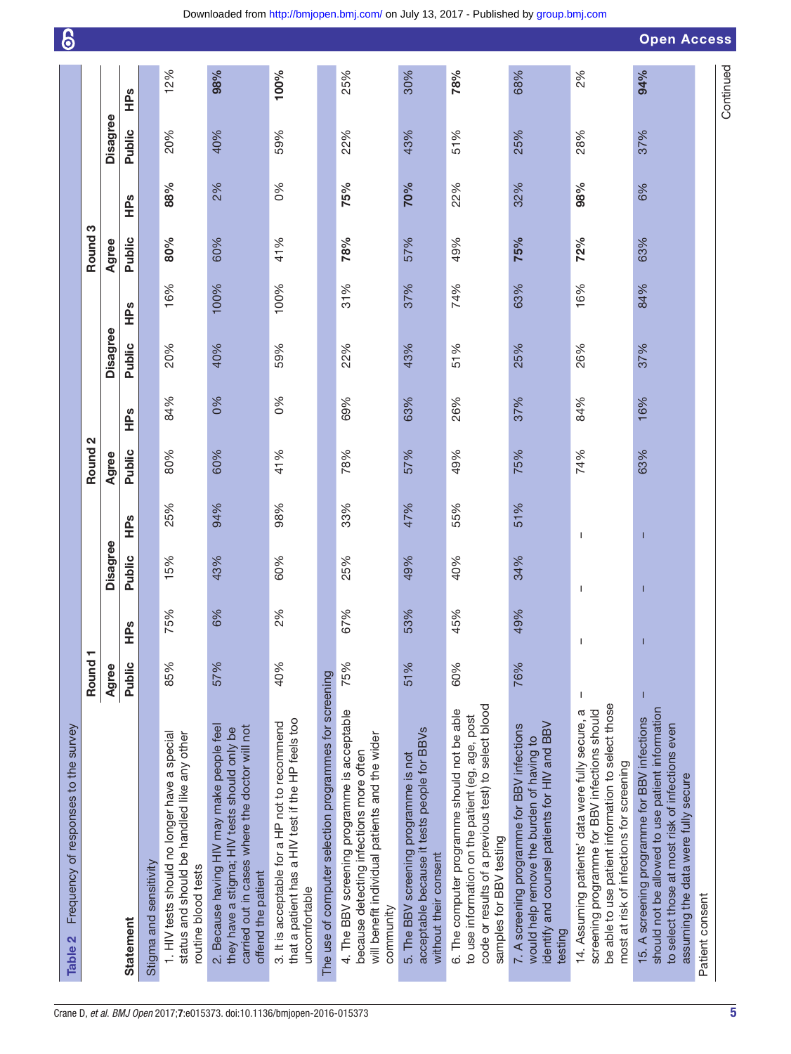**Table 2** Frequency of responses to the survey

| Statement | Round 1 | | | | Round 2 | | | | Round 3 | | | |
|---|---|---|---|---|---|---|---|---|---|---|---|---|
| | Agree | | Disagree | | Agree | | Disagree | | Agree | | Disagree | |
| | Public | HPs | Public | HPs | Public | HPs | Public | HPs | Public | HPs | Public | HPs |
| **Stigma and sensitivity** | | | | | | | | | | | | |
| 1. HIV tests should no longer have a special status and should be handled like any other routine blood tests | 85% | 75% | 15% | 25% | 80% | 84% | 20% | 16% | **80%** | **88%** | 20% | 12% |
| 2. Because having HIV may make people feel they have a stigma; HIV tests should only be carried out in cases where the doctor will not offend the patient | 57% | 6% | 43% | 94% | 60% | 0% | 40% | 100% | 60% | 2% | 40% | **98%** |
| 3. It is acceptable for a HP not to recommend that a patient has a HIV test if the HP feels too uncomfortable | 40% | 2% | 60% | 98% | 41% | 0% | 59% | 100% | 41% | 0% | 59% | **100%** |
| **The use of computer selection programmes for screening** | | | | | | | | | | | | |
| 4. The BBV screening programme is acceptable because detecting infections more often will benefit individual patients and the wider community | 75% | 67% | 25% | 33% | 78% | 69% | 22% | 31% | **78%** | **75%** | 22% | 25% |
| 5. The BBV screening programme is not acceptable because it tests people for BBVs without their consent | 51% | 53% | 49% | 47% | 57% | 63% | 43% | 37% | 57% | **70%** | 43% | 30% |
| 6. The computer programme should not be able to use information on the patient (eg, age, post code or results of a previous test) to select blood samples for BBV testing | 60% | 45% | 40% | 55% | 49% | 26% | 51% | 74% | 49% | 22% | 51% | **78%** |
| 7. A screening programme for BBV infections would help remove the burden of having to identify and counsel patients for HIV and BBV testing | 76% | 49% | 34% | 51% | 75% | 37% | 25% | 63% | **75%** | 32% | 25% | 68% |
| 14. Assuming patients' data were fully secure, a screening programme for BBV infections should be able to use patient information to select those most at risk of infections for screening | – | – | – | – | 74% | 84% | 26% | 16% | **72%** | **98%** | 28% | 2% |
| 15. A screening programme for BBV infections should not be allowed to use patient information to select those at most risk of infections even assuming the data were fully secure | – | – | – | – | 63% | 16% | 37% | 84% | 63% | 6% | 37% | **94%** |
| **Patient consent** | | | | | | | | | | | | |

Continued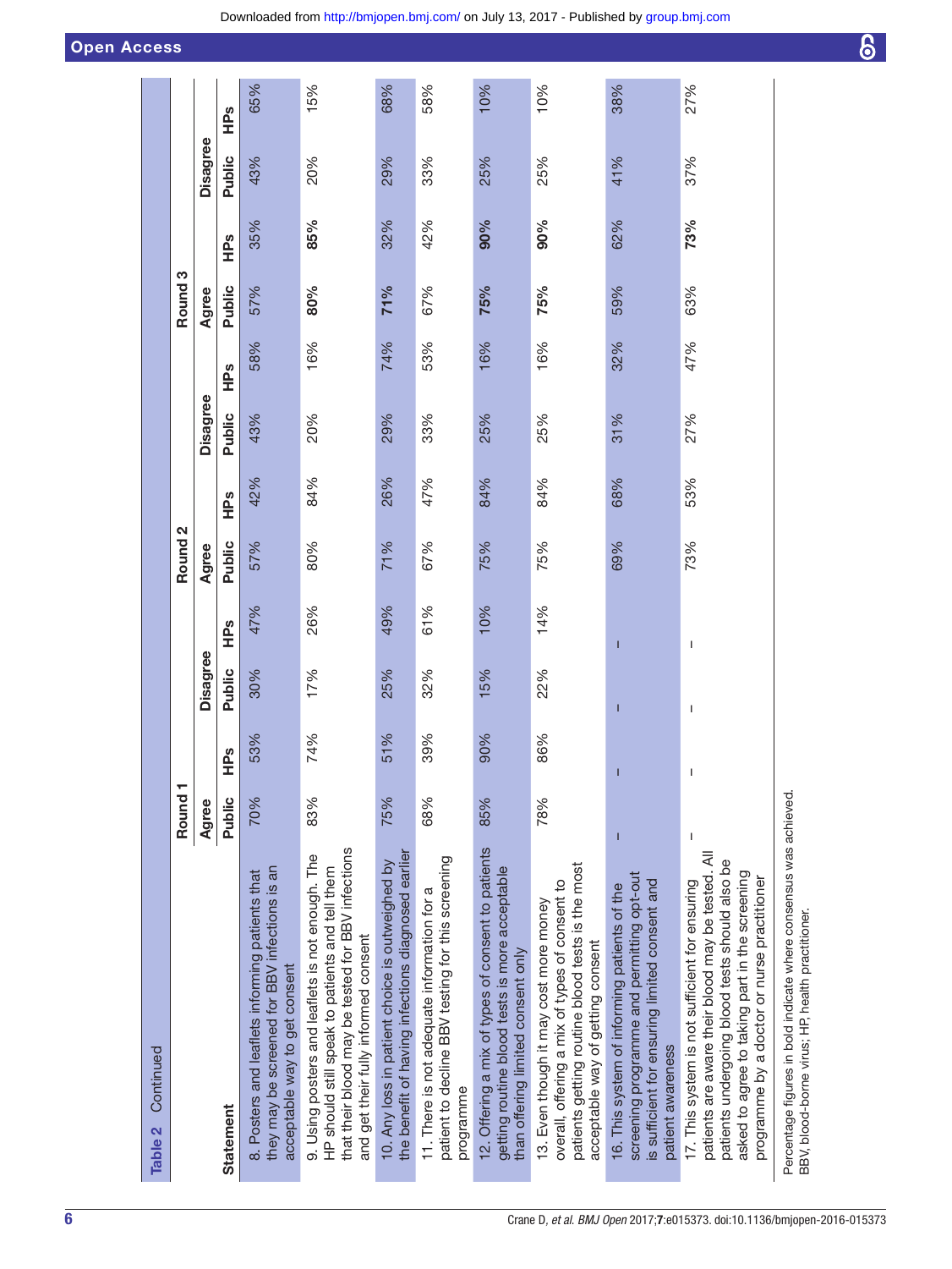**Table 2** Continued

| Statement | Round 1 | | | | Round 2 | | | | Round 3 | | | |
|---|---|---|---|---|---|---|---|---|---|---|---|---|
| | Agree | | Disagree | | Agree | | Disagree | | Agree | | Disagree | |
| | Public | HPs | Public | HPs | Public | HPs | Public | HPs | Public | HPs | Public | HPs |
| 8. Posters and leaflets informing patients that they may be screened for BBV infections is an acceptable way to get consent | 70% | 53% | 30% | 47% | 57% | 42% | 43% | 58% | 57% | 35% | 43% | 65% |
| 9. Using posters and leaflets is not enough. The HP should still speak to patients and tell them that their blood may be tested for BBV infections and get their fully informed consent | 83% | 74% | 17% | 26% | 80% | 84% | 20% | 16% | **80%** | **85%** | 20% | 15% |
| 10. Any loss in patient choice is outweighed by the benefit of having infections diagnosed earlier | 75% | 51% | 25% | 49% | 71% | 26% | 29% | 74% | **71%** | 32% | 29% | 68% |
| 11. There is not adequate information for a patient to decline BBV testing for this screening programme | 68% | 39% | 32% | 61% | 67% | 47% | 33% | 53% | 67% | 42% | 33% | 58% |
| 12. Offering a mix of types of consent to patients getting routine blood tests is more acceptable than offering limited consent only | 85% | 90% | 15% | 10% | 75% | 84% | 25% | 16% | **75%** | **90%** | 25% | 10% |
| 13. Even though it may cost more money overall, offering a mix of types of consent to patients getting routine blood tests is the most acceptable way of getting consent | 78% | 86% | 22% | 14% | 75% | 84% | 25% | 16% | **75%** | **90%** | 25% | 10% |
| 16. This system of informing patients of the screening programme and permitting opt-out is sufficient for ensuring limited consent and patient awareness | – | – | – | – | 69% | 68% | 31% | 32% | 59% | 62% | 41% | 38% |
| 17. This system is not sufficient for ensuring patients are aware their blood may be tested. All patients undergoing blood tests should also be asked to agree to taking part in the screening programme by a doctor or nurse practitioner | – | – | – | – | 73% | 53% | 27% | 47% | 63% | **73%** | 37% | 27% |

Percentage figures in bold indicate where consensus was achieved.
BBV, blood-borne virus; HP, health practitioner.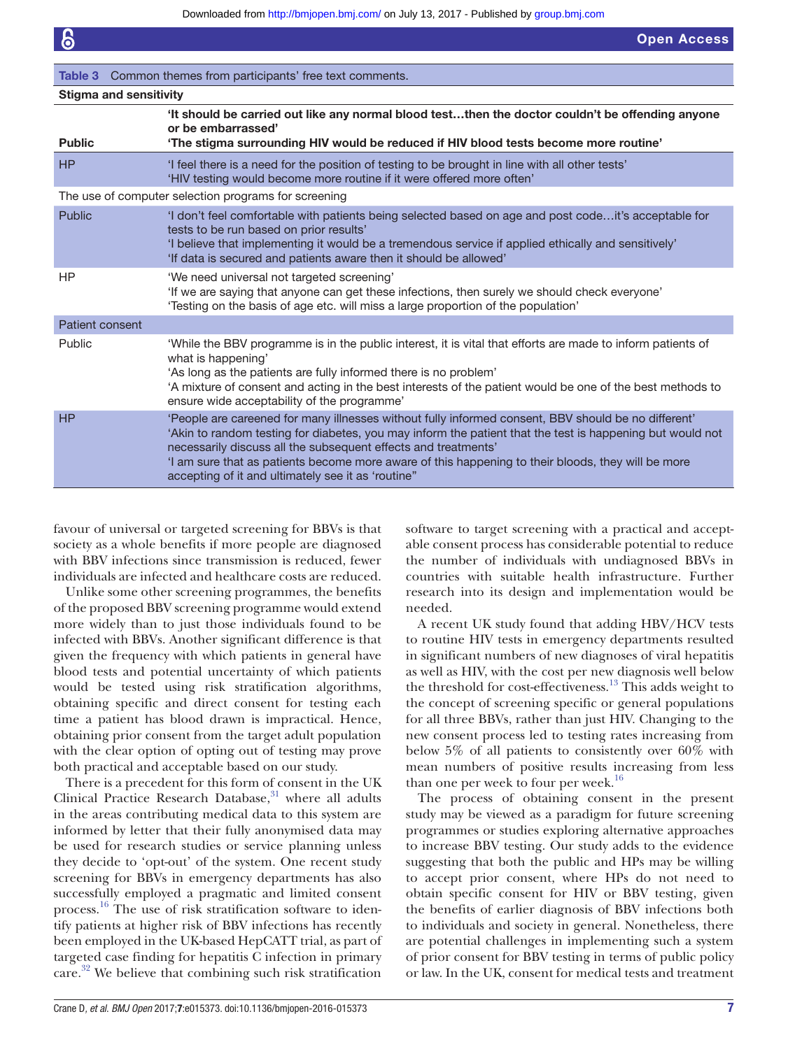Table 3 Common themes from participants' free text comments.

| | |
|---|---|
| **Stigma and sensitivity** | |
| **Public** | **'It should be carried out like any normal blood test…then the doctor couldn't be offending anyone or be embarrassed'** <br> **'The stigma surrounding HIV would be reduced if HIV blood tests become more routine'** |
| HP | 'I feel there is a need for the position of testing to be brought in line with all other tests' <br> 'HIV testing would become more routine if it were offered more often' |
| The use of computer selection programs for screening | |
| Public | 'I don't feel comfortable with patients being selected based on age and post code…it's acceptable for tests to be run based on prior results' <br> 'I believe that implementing it would be a tremendous service if applied ethically and sensitively' <br> 'If data is secured and patients aware then it should be allowed' |
| HP | 'We need universal not targeted screening' <br> 'If we are saying that anyone can get these infections, then surely we should check everyone' <br> 'Testing on the basis of age etc. will miss a large proportion of the population' |
| Patient consent | |
| Public | 'While the BBV programme is in the public interest, it is vital that efforts are made to inform patients of what is happening' <br> 'As long as the patients are fully informed there is no problem' <br> 'A mixture of consent and acting in the best interests of the patient would be one of the best methods to ensure wide acceptability of the programme' |
| HP | 'People are careened for many illnesses without fully informed consent, BBV should be no different' <br> 'Akin to random testing for diabetes, you may inform the patient that the test is happening but would not necessarily discuss all the subsequent effects and treatments' <br> 'I am sure that as patients become more aware of this happening to their bloods, they will be more accepting of it and ultimately see it as 'routine'' |

favour of universal or targeted screening for BBVs is that society as a whole benefits if more people are diagnosed with BBV infections since transmission is reduced, fewer individuals are infected and healthcare costs are reduced.

Unlike some other screening programmes, the benefits of the proposed BBV screening programme would extend more widely than to just those individuals found to be infected with BBVs. Another significant difference is that given the frequency with which patients in general have blood tests and potential uncertainty of which patients would be tested using risk stratification algorithms, obtaining specific and direct consent for testing each time a patient has blood drawn is impractical. Hence, obtaining prior consent from the target adult population with the clear option of opting out of testing may prove both practical and acceptable based on our study.

There is a precedent for this form of consent in the UK Clinical Practice Research Database,[31] where all adults in the areas contributing medical data to this system are informed by letter that their fully anonymised data may be used for research studies or service planning unless they decide to 'opt-out' of the system. One recent study screening for BBVs in emergency departments has also successfully employed a pragmatic and limited consent process.[16] The use of risk stratification software to identify patients at higher risk of BBV infections has recently been employed in the UK-based HepCATT trial, as part of targeted case finding for hepatitis C infection in primary care.[32] We believe that combining such risk stratification software to target screening with a practical and acceptable consent process has considerable potential to reduce the number of individuals with undiagnosed BBVs in countries with suitable health infrastructure. Further research into its design and implementation would be needed.

A recent UK study found that adding HBV/HCV tests to routine HIV tests in emergency departments resulted in significant numbers of new diagnoses of viral hepatitis as well as HIV, with the cost per new diagnosis well below the threshold for cost-effectiveness.[13] This adds weight to the concept of screening specific or general populations for all three BBVs, rather than just HIV. Changing to the new consent process led to testing rates increasing from below 5% of all patients to consistently over 60% with mean numbers of positive results increasing from less than one per week to four per week.[16]

The process of obtaining consent in the present study may be viewed as a paradigm for future screening programmes or studies exploring alternative approaches to increase BBV testing. Our study adds to the evidence suggesting that both the public and HPs may be willing to accept prior consent, where HPs do not need to obtain specific consent for HIV or BBV testing, given the benefits of earlier diagnosis of BBV infections both to individuals and society in general. Nonetheless, there are potential challenges in implementing such a system of prior consent for BBV testing in terms of public policy or law. In the UK, consent for medical tests and treatment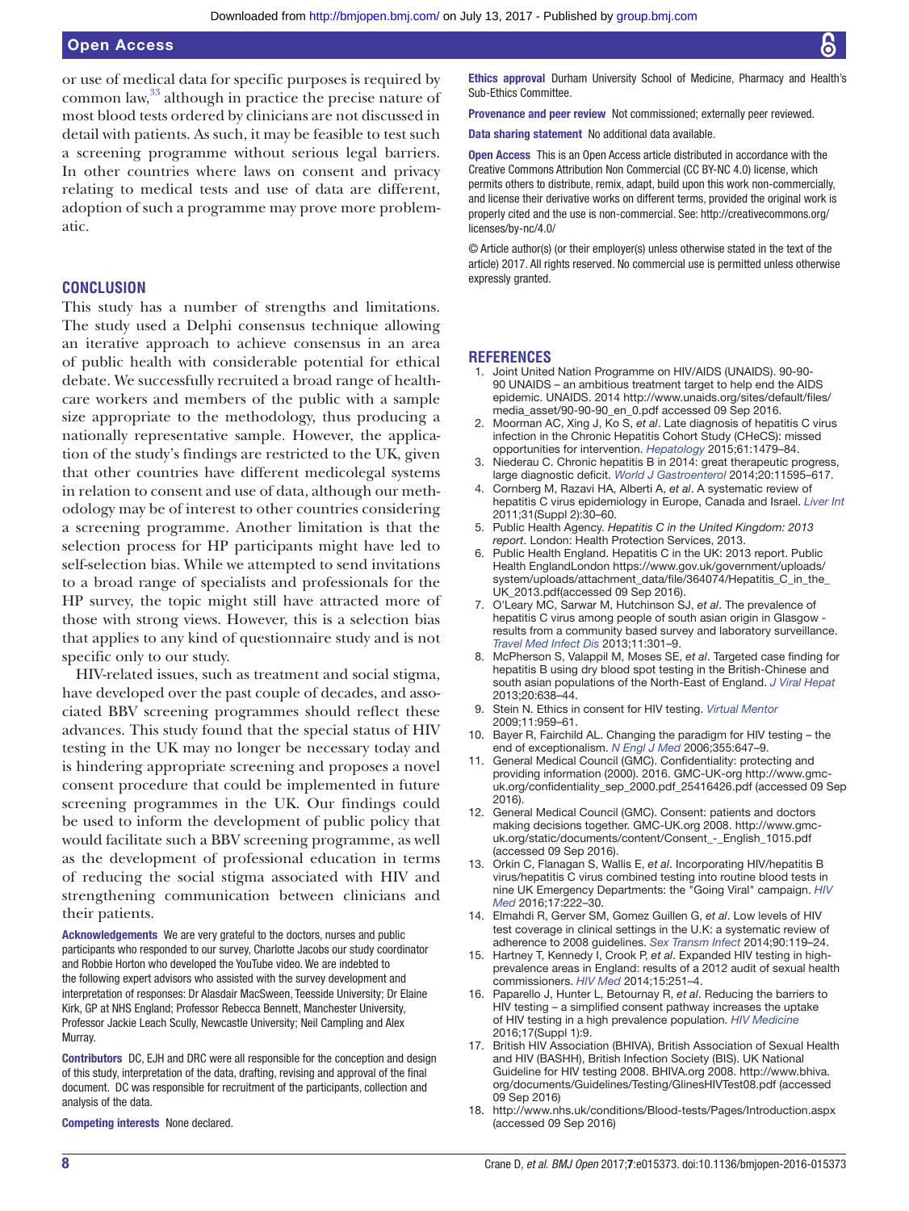or use of medical data for specific purposes is required by common law,[33] although in practice the precise nature of most blood tests ordered by clinicians are not discussed in detail with patients. As such, it may be feasible to test such a screening programme without serious legal barriers. In other countries where laws on consent and privacy relating to medical tests and use of data are different, adoption of such a programme may prove more problematic.

## CONCLUSION

This study has a number of strengths and limitations. The study used a Delphi consensus technique allowing an iterative approach to achieve consensus in an area of public health with considerable potential for ethical debate. We successfully recruited a broad range of healthcare workers and members of the public with a sample size appropriate to the methodology, thus producing a nationally representative sample. However, the application of the study's findings are restricted to the UK, given that other countries have different medicolegal systems in relation to consent and use of data, although our methodology may be of interest to other countries considering a screening programme. Another limitation is that the selection process for HP participants might have led to self-selection bias. While we attempted to send invitations to a broad range of specialists and professionals for the HP survey, the topic might still have attracted more of those with strong views. However, this is a selection bias that applies to any kind of questionnaire study and is not specific only to our study.

HIV-related issues, such as treatment and social stigma, have developed over the past couple of decades, and associated BBV screening programmes should reflect these advances. This study found that the special status of HIV testing in the UK may no longer be necessary today and is hindering appropriate screening and proposes a novel consent procedure that could be implemented in future screening programmes in the UK. Our findings could be used to inform the development of public policy that would facilitate such a BBV screening programme, as well as the development of professional education in terms of reducing the social stigma associated with HIV and strengthening communication between clinicians and their patients.

**Acknowledgements** We are very grateful to the doctors, nurses and public participants who responded to our survey, Charlotte Jacobs our study coordinator and Robbie Horton who developed the YouTube video. We are indebted to the following expert advisors who assisted with the survey development and interpretation of responses: Dr Alasdair MacSween, Teesside University; Dr Elaine Kirk, GP at NHS England; Professor Rebecca Bennett, Manchester University, Professor Jackie Leach Scully, Newcastle University; Neil Campling and Alex Murray.

**Contributors** DC, EJH and DRC were all responsible for the conception and design of this study, interpretation of the data, drafting, revising and approval of the final document. DC was responsible for recruitment of the participants, collection and analysis of the data.

**Competing interests** None declared.

**Ethics approval** Durham University School of Medicine, Pharmacy and Health's Sub-Ethics Committee.

**Provenance and peer review** Not commissioned; externally peer reviewed.

**Data sharing statement** No additional data available.

**Open Access** This is an Open Access article distributed in accordance with the Creative Commons Attribution Non Commercial (CC BY-NC 4.0) license, which permits others to distribute, remix, adapt, build upon this work non-commercially, and license their derivative works on different terms, provided the original work is properly cited and the use is non-commercial. See: http://creativecommons.org/licenses/by-nc/4.0/

© Article author(s) (or their employer(s) unless otherwise stated in the text of the article) 2017. All rights reserved. No commercial use is permitted unless otherwise expressly granted.

## REFERENCES

1. Joint United Nation Programme on HIV/AIDS (UNAIDS). 90-90-90 UNAIDS – an ambitious treatment target to help end the AIDS epidemic. UNAIDS. 2014 http://www.unaids.org/sites/default/files/media_asset/90-90-90_en_0.pdf accessed 09 Sep 2016).
2. Moorman AC, Xing J, Ko S, *et al*. Late diagnosis of hepatitis C virus infection in the Chronic Hepatitis Cohort Study (CHeCS): missed opportunities for intervention. *Hepatology* 2015;61:1479–84.
3. Niederau C. Chronic hepatitis B in 2014: great therapeutic progress, large diagnostic deficit. *World J Gastroenterol* 2014;20:11595–617.
4. Cornberg M, Razavi HA, Alberti A, *et al*. A systematic review of hepatitis C virus epidemiology in Europe, Canada and Israel. *Liver Int* 2011;31(Suppl 2):30–60.
5. Public Health Agency. *Hepatitis C in the United Kingdom: 2013 report*. London: Health Protection Services, 2013.
6. Public Health England. Hepatitis C in the UK: 2013 report. Public Health EnglandLondon https://www.gov.uk/government/uploads/system/uploads/attachment_data/file/364074/Hepatitis_C_in_the_UK_2013.pdf(accessed 09 Sep 2016).
7. O'Leary MC, Sarwar M, Hutchinson SJ, *et al*. The prevalence of hepatitis C virus among people of south asian origin in Glasgow - results from a community based survey and laboratory surveillance. *Travel Med Infect Dis* 2013;11:301–9.
8. McPherson S, Valappil M, Moses SE, *et al*. Targeted case finding for hepatitis B using dry blood spot testing in the British-Chinese and south asian populations of the North-East of England. *J Viral Hepat* 2013;20:638–44.
9. Stein N. Ethics in consent for HIV testing. *Virtual Mentor* 2009;11:959–61.
10. Bayer R, Fairchild AL. Changing the paradigm for HIV testing – the end of exceptionalism. *N Engl J Med* 2006;355:647–9.
11. General Medical Council (GMC). Confidentiality: protecting and providing information (2000). 2016. GMC-UK-org http://www.gmc-uk.org/confidentiality_sep_2000.pdf_25416426.pdf (accessed 09 Sep 2016).
12. General Medical Council (GMC). Consent: patients and doctors making decisions together. GMC-UK.org 2008. http://www.gmc-uk.org/static/documents/content/Consent_-_English_1015.pdf (accessed 09 Sep 2016).
13. Orkin C, Flanagan S, Wallis E, *et al*. Incorporating HIV/hepatitis B virus/hepatitis C virus combined testing into routine blood tests in nine UK Emergency Departments: the "Going Viral" campaign. *HIV Med* 2016;17:222–30.
14. Elmahdi R, Gerver SM, Gomez Guillen G, *et al*. Low levels of HIV test coverage in clinical settings in the U.K: a systematic review of adherence to 2008 guidelines. *Sex Transm Infect* 2014;90:119–24.
15. Hartney T, Kennedy I, Crook P, *et al*. Expanded HIV testing in high-prevalence areas in England: results of a 2012 audit of sexual health commissioners. *HIV Med* 2014;15:251–4.
16. Paparello J, Hunter L, Betournay R, *et al*. Reducing the barriers to HIV testing – a simplified consent pathway increases the uptake of HIV testing in a high prevalence population. *HIV Medicine* 2016;17(Suppl 1):9.
17. British HIV Association (BHIVA), British Association of Sexual Health and HIV (BASHH), British Infection Society (BIS). UK National Guideline for HIV testing 2008. BHIVA.org 2008. http://www.bhiva.org/documents/Guidelines/Testing/GlinesHIVTest08.pdf (accessed 09 Sep 2016)
18. http://www.nhs.uk/conditions/Blood-tests/Pages/Introduction.aspx (accessed 09 Sep 2016)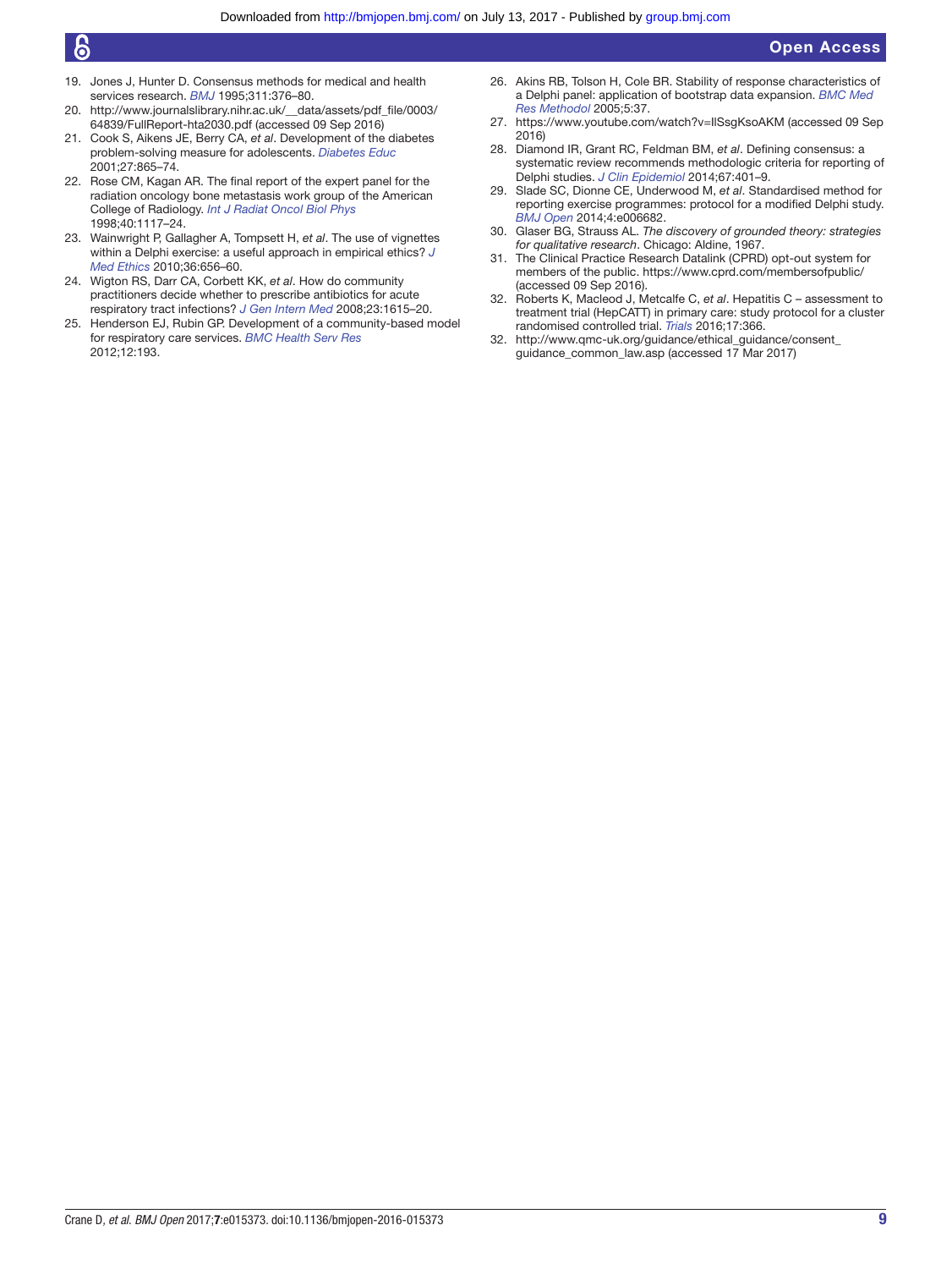19. Jones J, Hunter D. Consensus methods for medical and health services research. *BMJ* 1995;311:376–80.
20. http://www.journalslibrary.nihr.ac.uk/__data/assets/pdf_file/0003/64839/FullReport-hta2030.pdf (accessed 09 Sep 2016)
21. Cook S, Aikens JE, Berry CA, *et al*. Development of the diabetes problem-solving measure for adolescents. *Diabetes Educ* 2001;27:865–74.
22. Rose CM, Kagan AR. The final report of the expert panel for the radiation oncology bone metastasis work group of the American College of Radiology. *Int J Radiat Oncol Biol Phys* 1998;40:1117–24.
23. Wainwright P, Gallagher A, Tompsett H, *et al*. The use of vignettes within a Delphi exercise: a useful approach in empirical ethics? *J Med Ethics* 2010;36:656–60.
24. Wigton RS, Darr CA, Corbett KK, *et al*. How do community practitioners decide whether to prescribe antibiotics for acute respiratory tract infections? *J Gen Intern Med* 2008;23:1615–20.
25. Henderson EJ, Rubin GP. Development of a community-based model for respiratory care services. *BMC Health Serv Res* 2012;12:193.
26. Akins RB, Tolson H, Cole BR. Stability of response characteristics of a Delphi panel: application of bootstrap data expansion. *BMC Med Res Methodol* 2005;5:37.
27. https://www.youtube.com/watch?v=IlSsgKsoAKM (accessed 09 Sep 2016)
28. Diamond IR, Grant RC, Feldman BM, *et al*. Defining consensus: a systematic review recommends methodologic criteria for reporting of Delphi studies. *J Clin Epidemiol* 2014;67:401–9.
29. Slade SC, Dionne CE, Underwood M, *et al*. Standardised method for reporting exercise programmes: protocol for a modified Delphi study. *BMJ Open* 2014;4:e006682.
30. Glaser BG, Strauss AL. *The discovery of grounded theory: strategies for qualitative research*. Chicago: Aldine, 1967.
31. The Clinical Practice Research Datalink (CPRD) opt-out system for members of the public. https://www.cprd.com/membersofpublic/ (accessed 09 Sep 2016).
32. Roberts K, Macleod J, Metcalfe C, *et al*. Hepatitis C – assessment to treatment trial (HepCATT) in primary care: study protocol for a cluster randomised controlled trial. *Trials* 2016;17:366.
32. http://www.qmc-uk.org/guidance/ethical_guidance/consent_guidance_common_law.asp (accessed 17 Mar 2017)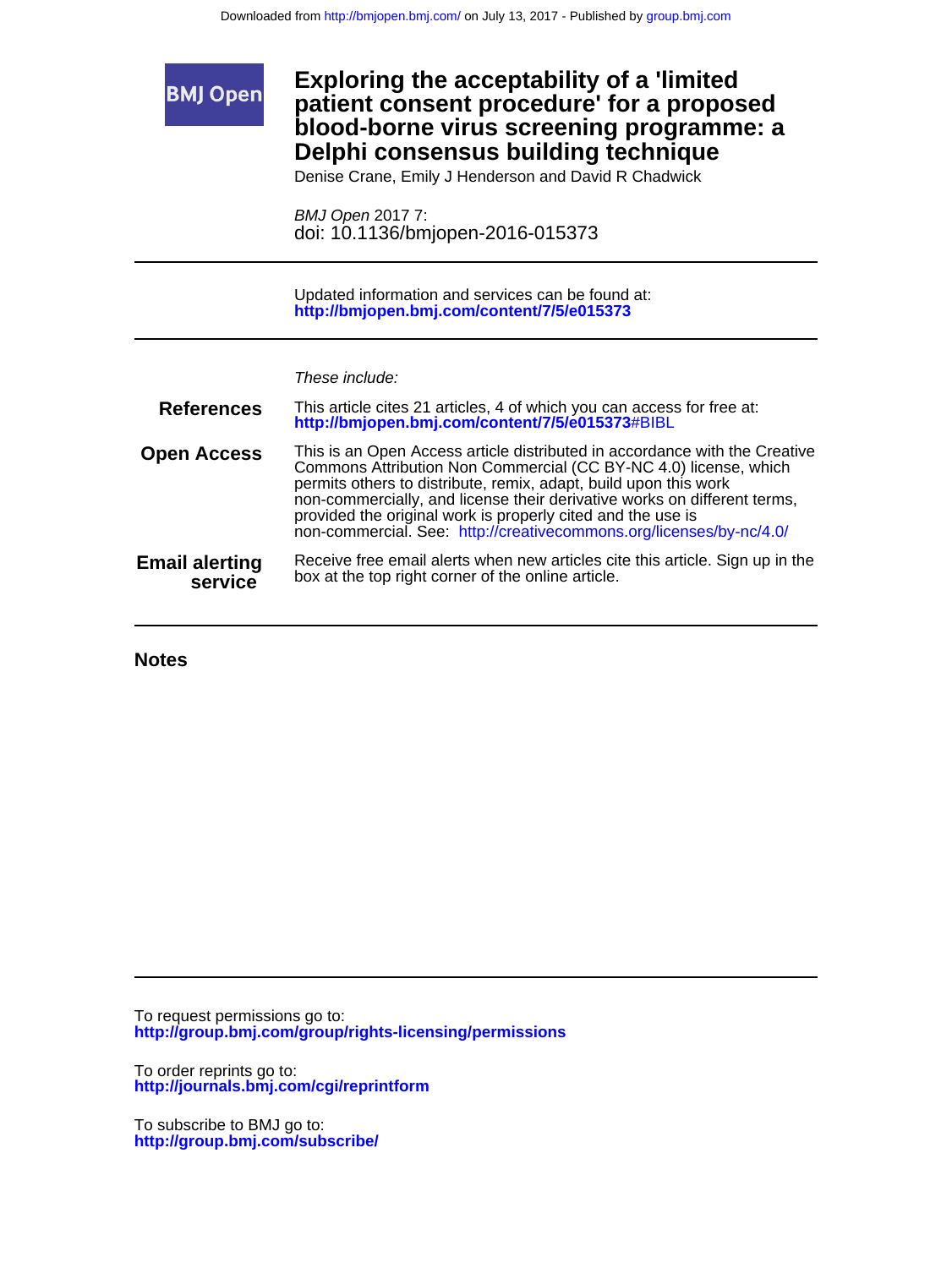Downloaded from http://bmjopen.bmj.com/ on July 13, 2017 - Published by group.bmj.com

BMJ Open

# Exploring the acceptability of a 'limited patient consent procedure' for a proposed blood-borne virus screening programme: a Delphi consensus building technique

Denise Crane, Emily J Henderson and David R Chadwick

*BMJ Open* 2017 7:
doi: 10.1136/bmjopen-2016-015373

Updated information and services can be found at:
**http://bmjopen.bmj.com/content/7/5/e015373**

*These include:*

**References** This article cites 21 articles, 4 of which you can access for free at:
**http://bmjopen.bmj.com/content/7/5/e015373**#BIBL

**Open Access** This is an Open Access article distributed in accordance with the Creative Commons Attribution Non Commercial (CC BY-NC 4.0) license, which permits others to distribute, remix, adapt, build upon this work non-commercially, and license their derivative works on different terms, provided the original work is properly cited and the use is non-commercial. See: http://creativecommons.org/licenses/by-nc/4.0/

**Email alerting service** Receive free email alerts when new articles cite this article. Sign up in the box at the top right corner of the online article.

## Notes

To request permissions go to:
**http://group.bmj.com/group/rights-licensing/permissions**

To order reprints go to:
**http://journals.bmj.com/cgi/reprintform**

To subscribe to BMJ go to:
**http://group.bmj.com/subscribe/**